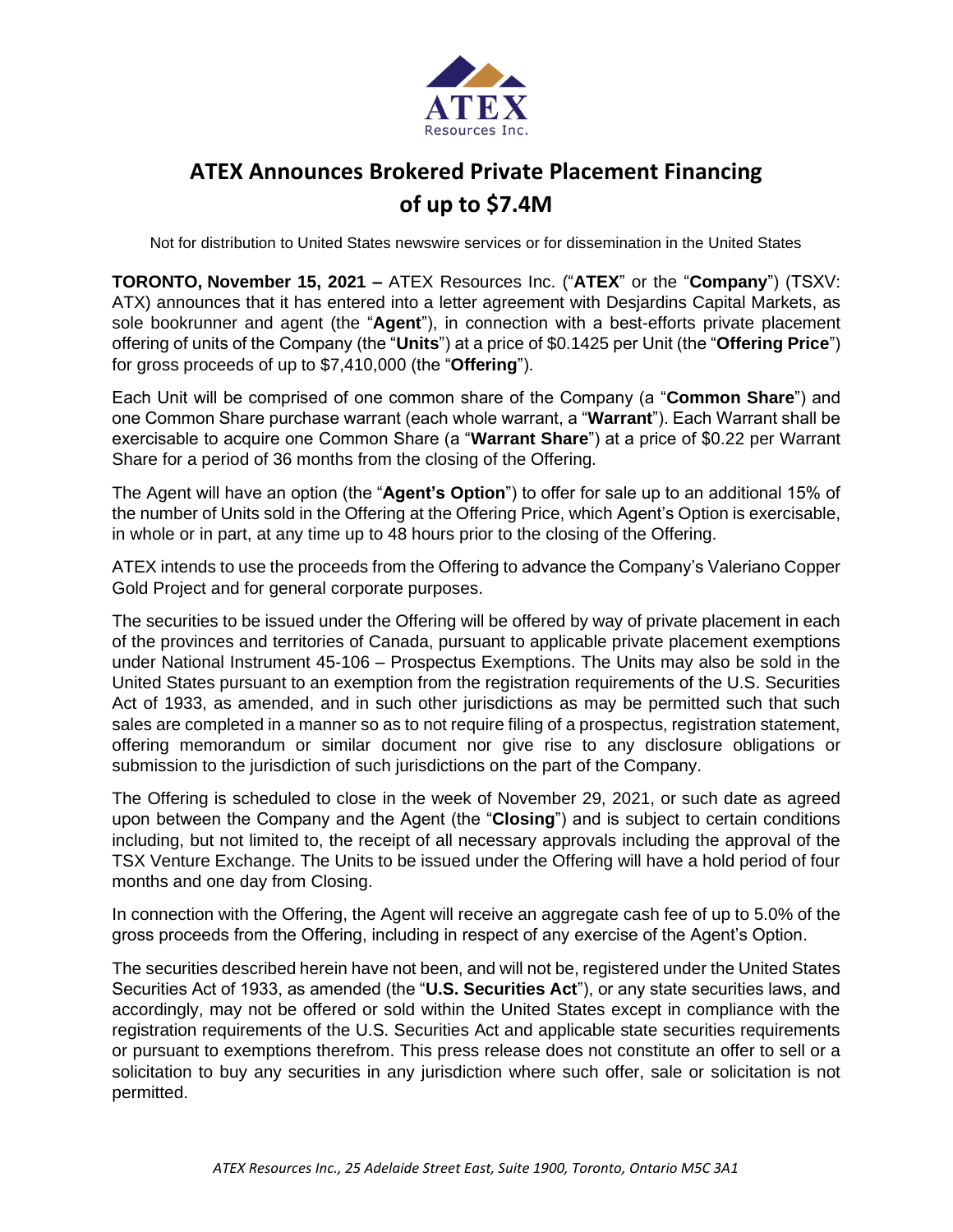# ATEX Announces Brokered Private Placement Financing of up to $7.4M

Not for distribution to United States newswire services or for dissemination in the United States

**TORONTO, November 15, 2021 –** ATEX Resources Inc. ("**ATEX**" or the "**Company**") (TSXV: ATX) announces that it has entered into a letter agreement with Desjardins Capital Markets, as sole bookrunner and agent (the "**Agent**"), in connection with a best-efforts private placement offering of units of the Company (the "**Units**") at a price of $0.1425 per Unit (the "**Offering Price**") for gross proceeds of up to $7,410,000 (the "**Offering**").

Each Unit will be comprised of one common share of the Company (a "**Common Share**") and one Common Share purchase warrant (each whole warrant, a "**Warrant**"). Each Warrant shall be exercisable to acquire one Common Share (a "**Warrant Share**") at a price of $0.22 per Warrant Share for a period of 36 months from the closing of the Offering.

The Agent will have an option (the "**Agent's Option**") to offer for sale up to an additional 15% of the number of Units sold in the Offering at the Offering Price, which Agent's Option is exercisable, in whole or in part, at any time up to 48 hours prior to the closing of the Offering.

ATEX intends to use the proceeds from the Offering to advance the Company's Valeriano Copper Gold Project and for general corporate purposes.

The securities to be issued under the Offering will be offered by way of private placement in each of the provinces and territories of Canada, pursuant to applicable private placement exemptions under National Instrument 45-106 – Prospectus Exemptions. The Units may also be sold in the United States pursuant to an exemption from the registration requirements of the U.S. Securities Act of 1933, as amended, and in such other jurisdictions as may be permitted such that such sales are completed in a manner so as to not require filing of a prospectus, registration statement, offering memorandum or similar document nor give rise to any disclosure obligations or submission to the jurisdiction of such jurisdictions on the part of the Company.

The Offering is scheduled to close in the week of November 29, 2021, or such date as agreed upon between the Company and the Agent (the "**Closing**") and is subject to certain conditions including, but not limited to, the receipt of all necessary approvals including the approval of the TSX Venture Exchange. The Units to be issued under the Offering will have a hold period of four months and one day from Closing.

In connection with the Offering, the Agent will receive an aggregate cash fee of up to 5.0% of the gross proceeds from the Offering, including in respect of any exercise of the Agent's Option.

The securities described herein have not been, and will not be, registered under the United States Securities Act of 1933, as amended (the "**U.S. Securities Act**"), or any state securities laws, and accordingly, may not be offered or sold within the United States except in compliance with the registration requirements of the U.S. Securities Act and applicable state securities requirements or pursuant to exemptions therefrom. This press release does not constitute an offer to sell or a solicitation to buy any securities in any jurisdiction where such offer, sale or solicitation is not permitted.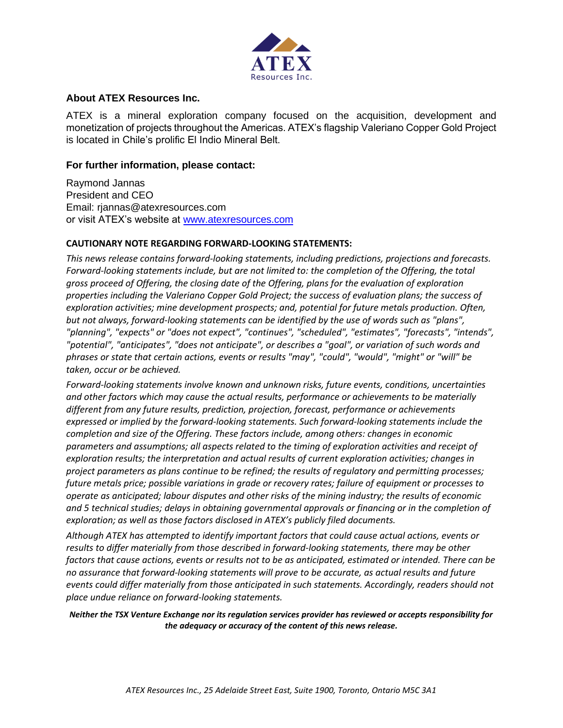## About ATEX Resources Inc.

ATEX is a mineral exploration company focused on the acquisition, development and monetization of projects throughout the Americas. ATEX's flagship Valeriano Copper Gold Project is located in Chile's prolific El Indio Mineral Belt.

### For further information, please contact:

Raymond Jannas
President and CEO
Email: rjannas@atexresources.com
or visit ATEX's website at [www.atexresources.com](http://www.atexresources.com)

**CAUTIONARY NOTE REGARDING FORWARD-LOOKING STATEMENTS:**

*This news release contains forward-looking statements, including predictions, projections and forecasts. Forward-looking statements include, but are not limited to: the completion of the Offering, the total gross proceed of Offering, the closing date of the Offering, plans for the evaluation of exploration properties including the Valeriano Copper Gold Project; the success of evaluation plans; the success of exploration activities; mine development prospects; and, potential for future metals production. Often, but not always, forward-looking statements can be identified by the use of words such as "plans", "planning", "expects" or "does not expect", "continues", "scheduled", "estimates", "forecasts", "intends", "potential", "anticipates", "does not anticipate", or describes a "goal", or variation of such words and phrases or state that certain actions, events or results "may", "could", "would", "might" or "will" be taken, occur or be achieved.*

*Forward-looking statements involve known and unknown risks, future events, conditions, uncertainties and other factors which may cause the actual results, performance or achievements to be materially different from any future results, prediction, projection, forecast, performance or achievements expressed or implied by the forward-looking statements. Such forward-looking statements include the completion and size of the Offering. These factors include, among others: changes in economic parameters and assumptions; all aspects related to the timing of exploration activities and receipt of exploration results; the interpretation and actual results of current exploration activities; changes in project parameters as plans continue to be refined; the results of regulatory and permitting processes; future metals price; possible variations in grade or recovery rates; failure of equipment or processes to operate as anticipated; labour disputes and other risks of the mining industry; the results of economic and 5 technical studies; delays in obtaining governmental approvals or financing or in the completion of exploration; as well as those factors disclosed in ATEX's publicly filed documents.*

*Although ATEX has attempted to identify important factors that could cause actual actions, events or results to differ materially from those described in forward-looking statements, there may be other factors that cause actions, events or results not to be as anticipated, estimated or intended. There can be no assurance that forward-looking statements will prove to be accurate, as actual results and future events could differ materially from those anticipated in such statements. Accordingly, readers should not place undue reliance on forward-looking statements.*

***Neither the TSX Venture Exchange nor its regulation services provider has reviewed or accepts responsibility for the adequacy or accuracy of the content of this news release.***

*ATEX Resources Inc., 25 Adelaide Street East, Suite 1900, Toronto, Ontario M5C 3A1*